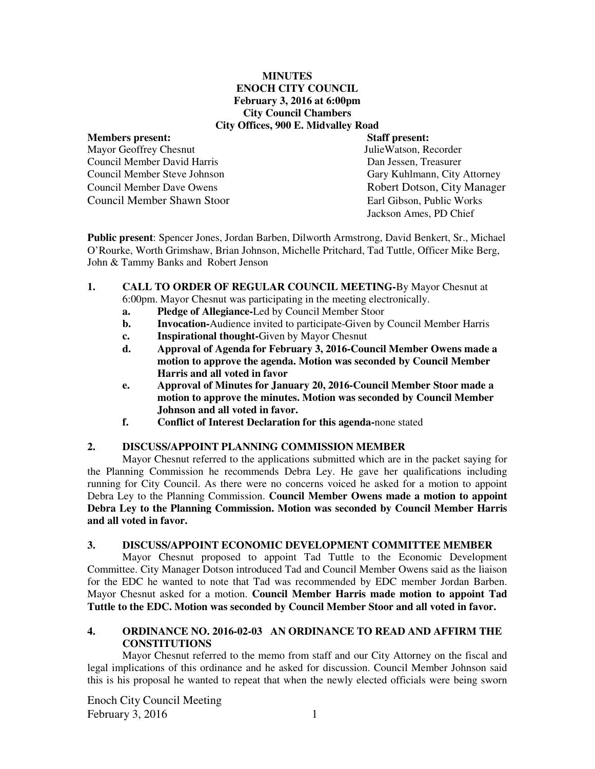**MINUTES**
**ENOCH CITY COUNCIL**
**February 3, 2016 at 6:00pm**
**City Council Chambers**
**City Offices, 900 E. Midvalley Road**

| **Members present:** | **Staff present:** |
|---|---|
| Mayor Geoffrey Chesnut | JulieWatson, Recorder |
| Council Member David Harris | Dan Jessen, Treasurer |
| Council Member Steve Johnson | Gary Kuhlmann, City Attorney |
| Council Member Dave Owens | Robert Dotson, City Manager |
| Council Member Shawn Stoor | Earl Gibson, Public Works |
| | Jackson Ames, PD Chief |

**Public present**: Spencer Jones, Jordan Barben, Dilworth Armstrong, David Benkert, Sr., Michael O'Rourke, Worth Grimshaw, Brian Johnson, Michelle Pritchard, Tad Tuttle, Officer Mike Berg, John & Tammy Banks and Robert Jenson

1. **CALL TO ORDER OF REGULAR COUNCIL MEETING-**By Mayor Chesnut at 6:00pm. Mayor Chesnut was participating in the meeting electronically.
   a. **Pledge of Allegiance-**Led by Council Member Stoor
   b. **Invocation-**Audience invited to participate-Given by Council Member Harris
   c. **Inspirational thought-**Given by Mayor Chesnut
   d. **Approval of Agenda for February 3, 2016-Council Member Owens made a motion to approve the agenda. Motion was seconded by Council Member Harris and all voted in favor**
   e. **Approval of Minutes for January 20, 2016-Council Member Stoor made a motion to approve the minutes. Motion was seconded by Council Member Johnson and all voted in favor.**
   f. **Conflict of Interest Declaration for this agenda-**none stated

**2. DISCUSS/APPOINT PLANNING COMMISSION MEMBER**

Mayor Chesnut referred to the applications submitted which are in the packet saying for the Planning Commission he recommends Debra Ley. He gave her qualifications including running for City Council. As there were no concerns voiced he asked for a motion to appoint Debra Ley to the Planning Commission. **Council Member Owens made a motion to appoint Debra Ley to the Planning Commission. Motion was seconded by Council Member Harris and all voted in favor.**

**3. DISCUSS/APPOINT ECONOMIC DEVELOPMENT COMMITTEE MEMBER**

Mayor Chesnut proposed to appoint Tad Tuttle to the Economic Development Committee. City Manager Dotson introduced Tad and Council Member Owens said as the liaison for the EDC he wanted to note that Tad was recommended by EDC member Jordan Barben. Mayor Chesnut asked for a motion. **Council Member Harris made motion to appoint Tad Tuttle to the EDC. Motion was seconded by Council Member Stoor and all voted in favor.**

**4. ORDINANCE NO. 2016-02-03 AN ORDINANCE TO READ AND AFFIRM THE CONSTITUTIONS**

Mayor Chesnut referred to the memo from staff and our City Attorney on the fiscal and legal implications of this ordinance and he asked for discussion. Council Member Johnson said this is his proposal he wanted to repeat that when the newly elected officials were being sworn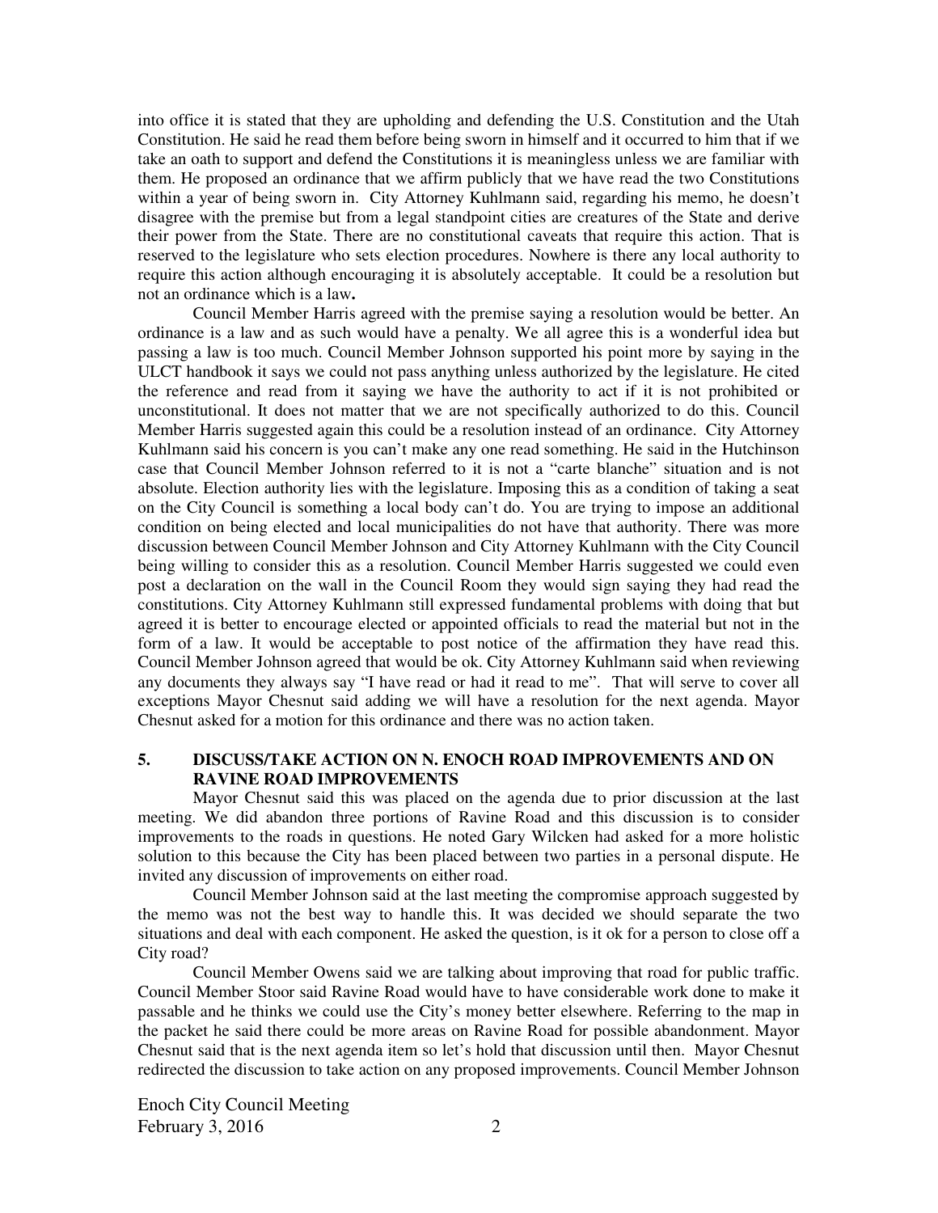into office it is stated that they are upholding and defending the U.S. Constitution and the Utah Constitution. He said he read them before being sworn in himself and it occurred to him that if we take an oath to support and defend the Constitutions it is meaningless unless we are familiar with them. He proposed an ordinance that we affirm publicly that we have read the two Constitutions within a year of being sworn in. City Attorney Kuhlmann said, regarding his memo, he doesn't disagree with the premise but from a legal standpoint cities are creatures of the State and derive their power from the State. There are no constitutional caveats that require this action. That is reserved to the legislature who sets election procedures. Nowhere is there any local authority to require this action although encouraging it is absolutely acceptable. It could be a resolution but not an ordinance which is a law**.**

Council Member Harris agreed with the premise saying a resolution would be better. An ordinance is a law and as such would have a penalty. We all agree this is a wonderful idea but passing a law is too much. Council Member Johnson supported his point more by saying in the ULCT handbook it says we could not pass anything unless authorized by the legislature. He cited the reference and read from it saying we have the authority to act if it is not prohibited or unconstitutional. It does not matter that we are not specifically authorized to do this. Council Member Harris suggested again this could be a resolution instead of an ordinance. City Attorney Kuhlmann said his concern is you can't make any one read something. He said in the Hutchinson case that Council Member Johnson referred to it is not a "carte blanche" situation and is not absolute. Election authority lies with the legislature. Imposing this as a condition of taking a seat on the City Council is something a local body can't do. You are trying to impose an additional condition on being elected and local municipalities do not have that authority. There was more discussion between Council Member Johnson and City Attorney Kuhlmann with the City Council being willing to consider this as a resolution. Council Member Harris suggested we could even post a declaration on the wall in the Council Room they would sign saying they had read the constitutions. City Attorney Kuhlmann still expressed fundamental problems with doing that but agreed it is better to encourage elected or appointed officials to read the material but not in the form of a law. It would be acceptable to post notice of the affirmation they have read this. Council Member Johnson agreed that would be ok. City Attorney Kuhlmann said when reviewing any documents they always say "I have read or had it read to me". That will serve to cover all exceptions Mayor Chesnut said adding we will have a resolution for the next agenda. Mayor Chesnut asked for a motion for this ordinance and there was no action taken.

## 5. DISCUSS/TAKE ACTION ON N. ENOCH ROAD IMPROVEMENTS AND ON RAVINE ROAD IMPROVEMENTS

Mayor Chesnut said this was placed on the agenda due to prior discussion at the last meeting. We did abandon three portions of Ravine Road and this discussion is to consider improvements to the roads in questions. He noted Gary Wilcken had asked for a more holistic solution to this because the City has been placed between two parties in a personal dispute. He invited any discussion of improvements on either road.

Council Member Johnson said at the last meeting the compromise approach suggested by the memo was not the best way to handle this. It was decided we should separate the two situations and deal with each component. He asked the question, is it ok for a person to close off a City road?

Council Member Owens said we are talking about improving that road for public traffic. Council Member Stoor said Ravine Road would have to have considerable work done to make it passable and he thinks we could use the City's money better elsewhere. Referring to the map in the packet he said there could be more areas on Ravine Road for possible abandonment. Mayor Chesnut said that is the next agenda item so let's hold that discussion until then. Mayor Chesnut redirected the discussion to take action on any proposed improvements. Council Member Johnson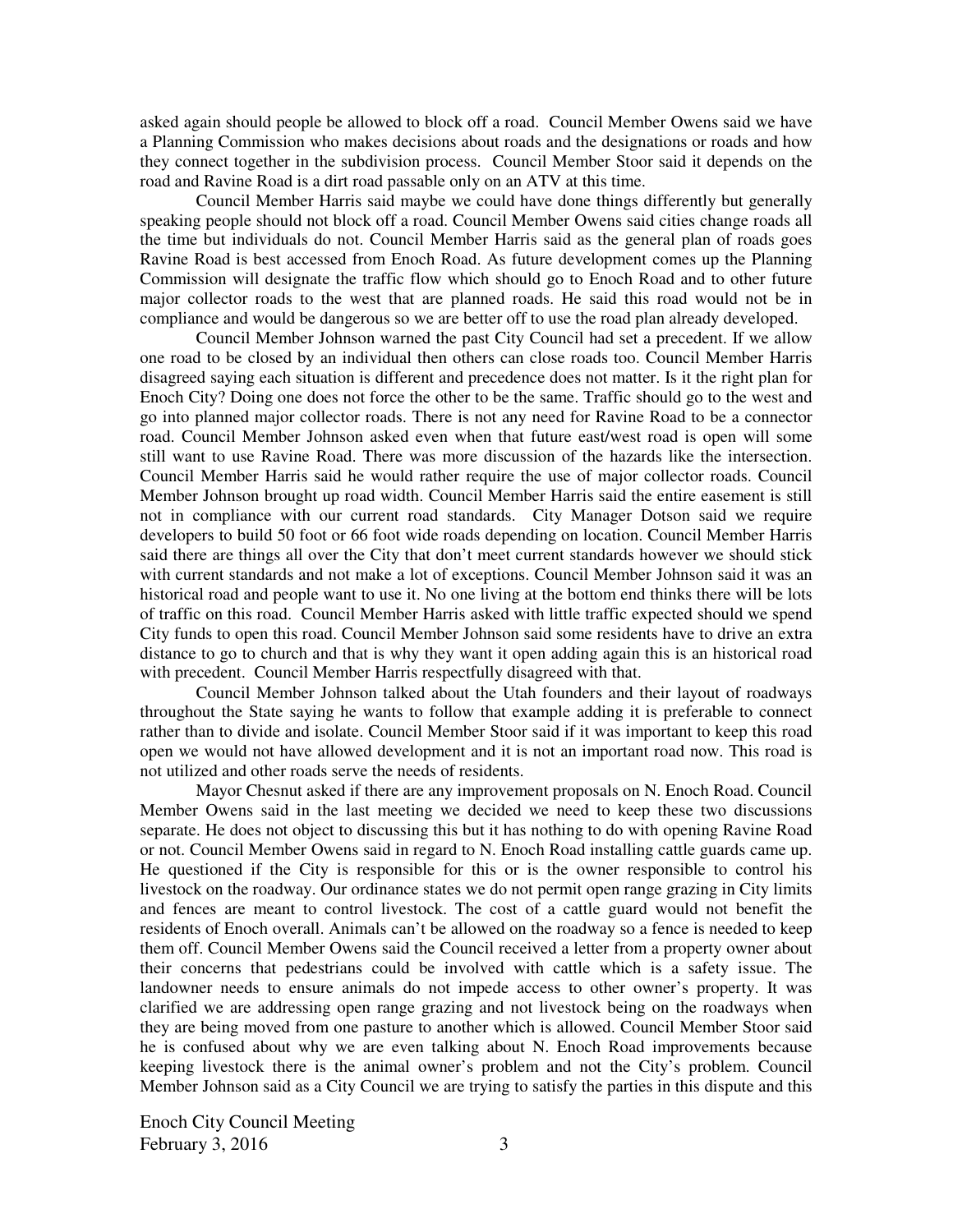asked again should people be allowed to block off a road. Council Member Owens said we have a Planning Commission who makes decisions about roads and the designations or roads and how they connect together in the subdivision process. Council Member Stoor said it depends on the road and Ravine Road is a dirt road passable only on an ATV at this time.

Council Member Harris said maybe we could have done things differently but generally speaking people should not block off a road. Council Member Owens said cities change roads all the time but individuals do not. Council Member Harris said as the general plan of roads goes Ravine Road is best accessed from Enoch Road. As future development comes up the Planning Commission will designate the traffic flow which should go to Enoch Road and to other future major collector roads to the west that are planned roads. He said this road would not be in compliance and would be dangerous so we are better off to use the road plan already developed.

Council Member Johnson warned the past City Council had set a precedent. If we allow one road to be closed by an individual then others can close roads too. Council Member Harris disagreed saying each situation is different and precedence does not matter. Is it the right plan for Enoch City? Doing one does not force the other to be the same. Traffic should go to the west and go into planned major collector roads. There is not any need for Ravine Road to be a connector road. Council Member Johnson asked even when that future east/west road is open will some still want to use Ravine Road. There was more discussion of the hazards like the intersection. Council Member Harris said he would rather require the use of major collector roads. Council Member Johnson brought up road width. Council Member Harris said the entire easement is still not in compliance with our current road standards. City Manager Dotson said we require developers to build 50 foot or 66 foot wide roads depending on location. Council Member Harris said there are things all over the City that don't meet current standards however we should stick with current standards and not make a lot of exceptions. Council Member Johnson said it was an historical road and people want to use it. No one living at the bottom end thinks there will be lots of traffic on this road. Council Member Harris asked with little traffic expected should we spend City funds to open this road. Council Member Johnson said some residents have to drive an extra distance to go to church and that is why they want it open adding again this is an historical road with precedent. Council Member Harris respectfully disagreed with that.

Council Member Johnson talked about the Utah founders and their layout of roadways throughout the State saying he wants to follow that example adding it is preferable to connect rather than to divide and isolate. Council Member Stoor said if it was important to keep this road open we would not have allowed development and it is not an important road now. This road is not utilized and other roads serve the needs of residents.

Mayor Chesnut asked if there are any improvement proposals on N. Enoch Road. Council Member Owens said in the last meeting we decided we need to keep these two discussions separate. He does not object to discussing this but it has nothing to do with opening Ravine Road or not. Council Member Owens said in regard to N. Enoch Road installing cattle guards came up. He questioned if the City is responsible for this or is the owner responsible to control his livestock on the roadway. Our ordinance states we do not permit open range grazing in City limits and fences are meant to control livestock. The cost of a cattle guard would not benefit the residents of Enoch overall. Animals can't be allowed on the roadway so a fence is needed to keep them off. Council Member Owens said the Council received a letter from a property owner about their concerns that pedestrians could be involved with cattle which is a safety issue. The landowner needs to ensure animals do not impede access to other owner's property. It was clarified we are addressing open range grazing and not livestock being on the roadways when they are being moved from one pasture to another which is allowed. Council Member Stoor said he is confused about why we are even talking about N. Enoch Road improvements because keeping livestock there is the animal owner's problem and not the City's problem. Council Member Johnson said as a City Council we are trying to satisfy the parties in this dispute and this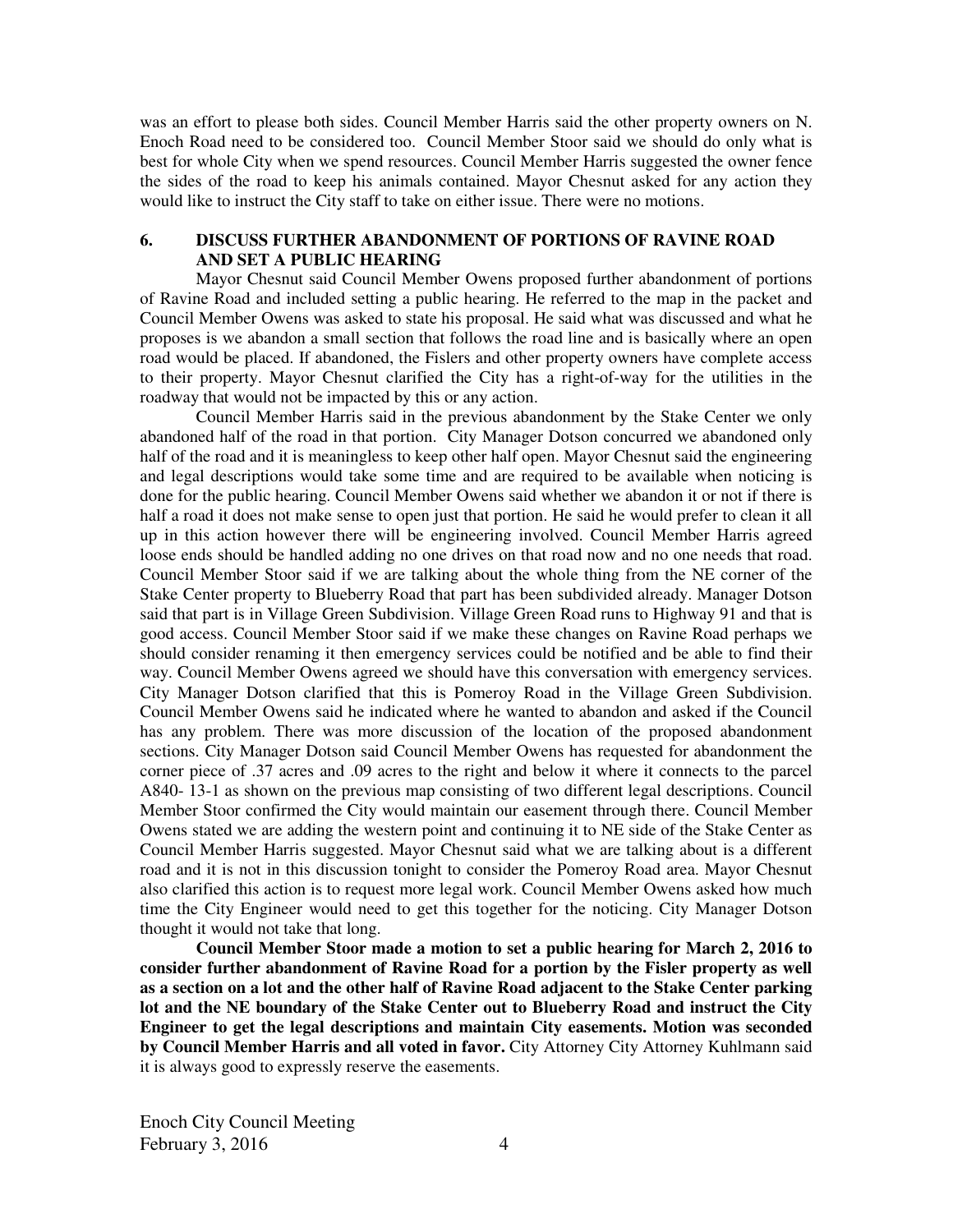was an effort to please both sides. Council Member Harris said the other property owners on N. Enoch Road need to be considered too. Council Member Stoor said we should do only what is best for whole City when we spend resources. Council Member Harris suggested the owner fence the sides of the road to keep his animals contained. Mayor Chesnut asked for any action they would like to instruct the City staff to take on either issue. There were no motions.

## 6. DISCUSS FURTHER ABANDONMENT OF PORTIONS OF RAVINE ROAD AND SET A PUBLIC HEARING

Mayor Chesnut said Council Member Owens proposed further abandonment of portions of Ravine Road and included setting a public hearing. He referred to the map in the packet and Council Member Owens was asked to state his proposal. He said what was discussed and what he proposes is we abandon a small section that follows the road line and is basically where an open road would be placed. If abandoned, the Fislers and other property owners have complete access to their property. Mayor Chesnut clarified the City has a right-of-way for the utilities in the roadway that would not be impacted by this or any action.

Council Member Harris said in the previous abandonment by the Stake Center we only abandoned half of the road in that portion. City Manager Dotson concurred we abandoned only half of the road and it is meaningless to keep other half open. Mayor Chesnut said the engineering and legal descriptions would take some time and are required to be available when noticing is done for the public hearing. Council Member Owens said whether we abandon it or not if there is half a road it does not make sense to open just that portion. He said he would prefer to clean it all up in this action however there will be engineering involved. Council Member Harris agreed loose ends should be handled adding no one drives on that road now and no one needs that road. Council Member Stoor said if we are talking about the whole thing from the NE corner of the Stake Center property to Blueberry Road that part has been subdivided already. Manager Dotson said that part is in Village Green Subdivision. Village Green Road runs to Highway 91 and that is good access. Council Member Stoor said if we make these changes on Ravine Road perhaps we should consider renaming it then emergency services could be notified and be able to find their way. Council Member Owens agreed we should have this conversation with emergency services. City Manager Dotson clarified that this is Pomeroy Road in the Village Green Subdivision. Council Member Owens said he indicated where he wanted to abandon and asked if the Council has any problem. There was more discussion of the location of the proposed abandonment sections. City Manager Dotson said Council Member Owens has requested for abandonment the corner piece of .37 acres and .09 acres to the right and below it where it connects to the parcel A840- 13-1 as shown on the previous map consisting of two different legal descriptions. Council Member Stoor confirmed the City would maintain our easement through there. Council Member Owens stated we are adding the western point and continuing it to NE side of the Stake Center as Council Member Harris suggested. Mayor Chesnut said what we are talking about is a different road and it is not in this discussion tonight to consider the Pomeroy Road area. Mayor Chesnut also clarified this action is to request more legal work. Council Member Owens asked how much time the City Engineer would need to get this together for the noticing. City Manager Dotson thought it would not take that long.

**Council Member Stoor made a motion to set a public hearing for March 2, 2016 to consider further abandonment of Ravine Road for a portion by the Fisler property as well as a section on a lot and the other half of Ravine Road adjacent to the Stake Center parking lot and the NE boundary of the Stake Center out to Blueberry Road and instruct the City Engineer to get the legal descriptions and maintain City easements. Motion was seconded by Council Member Harris and all voted in favor.** City Attorney City Attorney Kuhlmann said it is always good to expressly reserve the easements.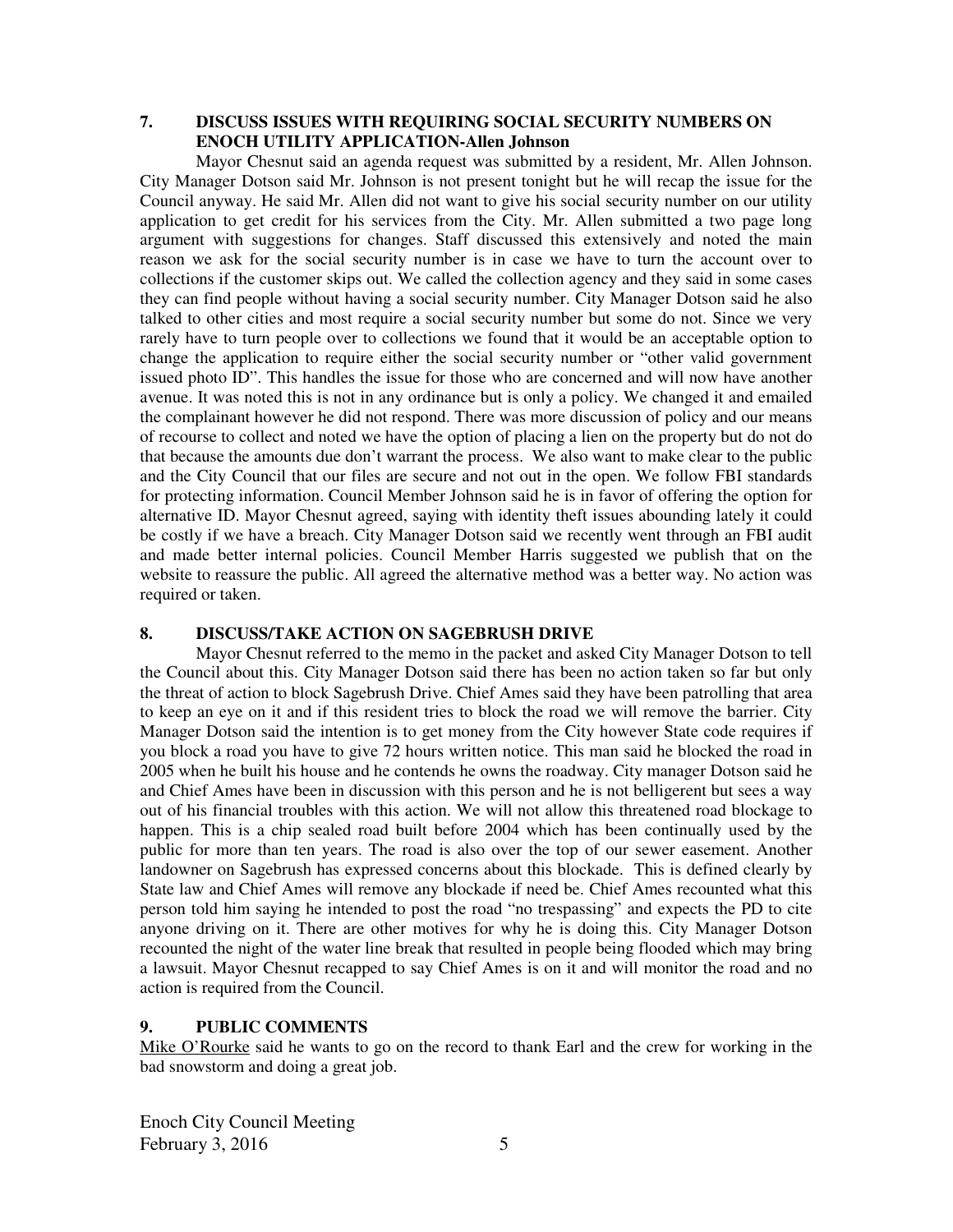**7. DISCUSS ISSUES WITH REQUIRING SOCIAL SECURITY NUMBERS ON ENOCH UTILITY APPLICATION-Allen Johnson**

Mayor Chesnut said an agenda request was submitted by a resident, Mr. Allen Johnson. City Manager Dotson said Mr. Johnson is not present tonight but he will recap the issue for the Council anyway. He said Mr. Allen did not want to give his social security number on our utility application to get credit for his services from the City. Mr. Allen submitted a two page long argument with suggestions for changes. Staff discussed this extensively and noted the main reason we ask for the social security number is in case we have to turn the account over to collections if the customer skips out. We called the collection agency and they said in some cases they can find people without having a social security number. City Manager Dotson said he also talked to other cities and most require a social security number but some do not. Since we very rarely have to turn people over to collections we found that it would be an acceptable option to change the application to require either the social security number or "other valid government issued photo ID". This handles the issue for those who are concerned and will now have another avenue. It was noted this is not in any ordinance but is only a policy. We changed it and emailed the complainant however he did not respond. There was more discussion of policy and our means of recourse to collect and noted we have the option of placing a lien on the property but do not do that because the amounts due don't warrant the process. We also want to make clear to the public and the City Council that our files are secure and not out in the open. We follow FBI standards for protecting information. Council Member Johnson said he is in favor of offering the option for alternative ID. Mayor Chesnut agreed, saying with identity theft issues abounding lately it could be costly if we have a breach. City Manager Dotson said we recently went through an FBI audit and made better internal policies. Council Member Harris suggested we publish that on the website to reassure the public. All agreed the alternative method was a better way. No action was required or taken.

**8. DISCUSS/TAKE ACTION ON SAGEBRUSH DRIVE**

Mayor Chesnut referred to the memo in the packet and asked City Manager Dotson to tell the Council about this. City Manager Dotson said there has been no action taken so far but only the threat of action to block Sagebrush Drive. Chief Ames said they have been patrolling that area to keep an eye on it and if this resident tries to block the road we will remove the barrier. City Manager Dotson said the intention is to get money from the City however State code requires if you block a road you have to give 72 hours written notice. This man said he blocked the road in 2005 when he built his house and he contends he owns the roadway. City manager Dotson said he and Chief Ames have been in discussion with this person and he is not belligerent but sees a way out of his financial troubles with this action. We will not allow this threatened road blockage to happen. This is a chip sealed road built before 2004 which has been continually used by the public for more than ten years. The road is also over the top of our sewer easement. Another landowner on Sagebrush has expressed concerns about this blockade. This is defined clearly by State law and Chief Ames will remove any blockade if need be. Chief Ames recounted what this person told him saying he intended to post the road "no trespassing" and expects the PD to cite anyone driving on it. There are other motives for why he is doing this. City Manager Dotson recounted the night of the water line break that resulted in people being flooded which may bring a lawsuit. Mayor Chesnut recapped to say Chief Ames is on it and will monitor the road and no action is required from the Council.

**9. PUBLIC COMMENTS**

Mike O'Rourke said he wants to go on the record to thank Earl and the crew for working in the bad snowstorm and doing a great job.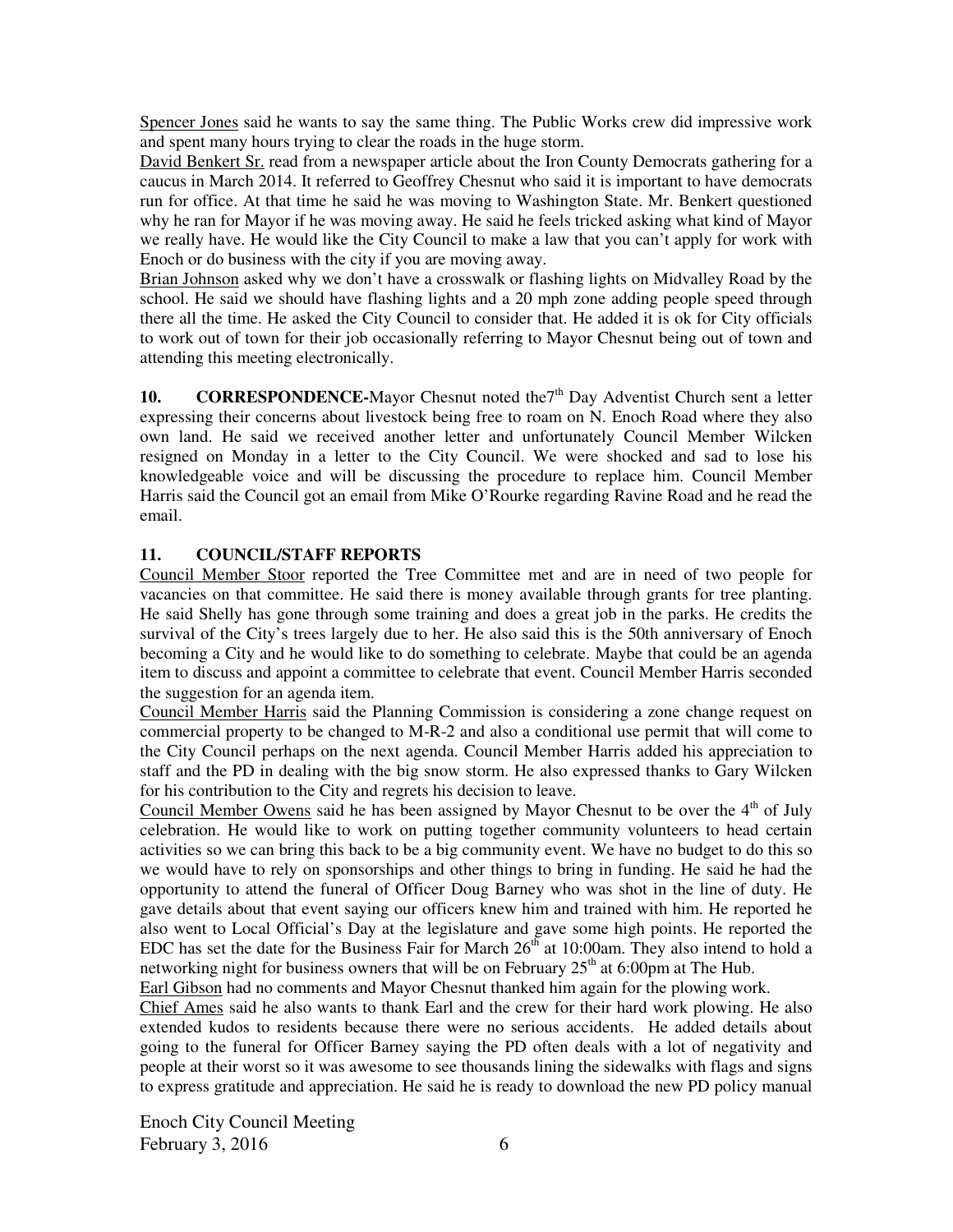Spencer Jones said he wants to say the same thing. The Public Works crew did impressive work and spent many hours trying to clear the roads in the huge storm.

David Benkert Sr. read from a newspaper article about the Iron County Democrats gathering for a caucus in March 2014. It referred to Geoffrey Chesnut who said it is important to have democrats run for office. At that time he said he was moving to Washington State. Mr. Benkert questioned why he ran for Mayor if he was moving away. He said he feels tricked asking what kind of Mayor we really have. He would like the City Council to make a law that you can't apply for work with Enoch or do business with the city if you are moving away.

Brian Johnson asked why we don't have a crosswalk or flashing lights on Midvalley Road by the school. He said we should have flashing lights and a 20 mph zone adding people speed through there all the time. He asked the City Council to consider that. He added it is ok for City officials to work out of town for their job occasionally referring to Mayor Chesnut being out of town and attending this meeting electronically.

**10. CORRESPONDENCE-**Mayor Chesnut noted the7th Day Adventist Church sent a letter expressing their concerns about livestock being free to roam on N. Enoch Road where they also own land. He said we received another letter and unfortunately Council Member Wilcken resigned on Monday in a letter to the City Council. We were shocked and sad to lose his knowledgeable voice and will be discussing the procedure to replace him. Council Member Harris said the Council got an email from Mike O'Rourke regarding Ravine Road and he read the email.

**11. COUNCIL/STAFF REPORTS**

Council Member Stoor reported the Tree Committee met and are in need of two people for vacancies on that committee. He said there is money available through grants for tree planting. He said Shelly has gone through some training and does a great job in the parks. He credits the survival of the City's trees largely due to her. He also said this is the 50th anniversary of Enoch becoming a City and he would like to do something to celebrate. Maybe that could be an agenda item to discuss and appoint a committee to celebrate that event. Council Member Harris seconded the suggestion for an agenda item.

Council Member Harris said the Planning Commission is considering a zone change request on commercial property to be changed to M-R-2 and also a conditional use permit that will come to the City Council perhaps on the next agenda. Council Member Harris added his appreciation to staff and the PD in dealing with the big snow storm. He also expressed thanks to Gary Wilcken for his contribution to the City and regrets his decision to leave.

Council Member Owens said he has been assigned by Mayor Chesnut to be over the 4th of July celebration. He would like to work on putting together community volunteers to head certain activities so we can bring this back to be a big community event. We have no budget to do this so we would have to rely on sponsorships and other things to bring in funding. He said he had the opportunity to attend the funeral of Officer Doug Barney who was shot in the line of duty. He gave details about that event saying our officers knew him and trained with him. He reported he also went to Local Official's Day at the legislature and gave some high points. He reported the EDC has set the date for the Business Fair for March 26th at 10:00am. They also intend to hold a networking night for business owners that will be on February 25th at 6:00pm at The Hub.

Earl Gibson had no comments and Mayor Chesnut thanked him again for the plowing work.

Chief Ames said he also wants to thank Earl and the crew for their hard work plowing. He also extended kudos to residents because there were no serious accidents. He added details about going to the funeral for Officer Barney saying the PD often deals with a lot of negativity and people at their worst so it was awesome to see thousands lining the sidewalks with flags and signs to express gratitude and appreciation. He said he is ready to download the new PD policy manual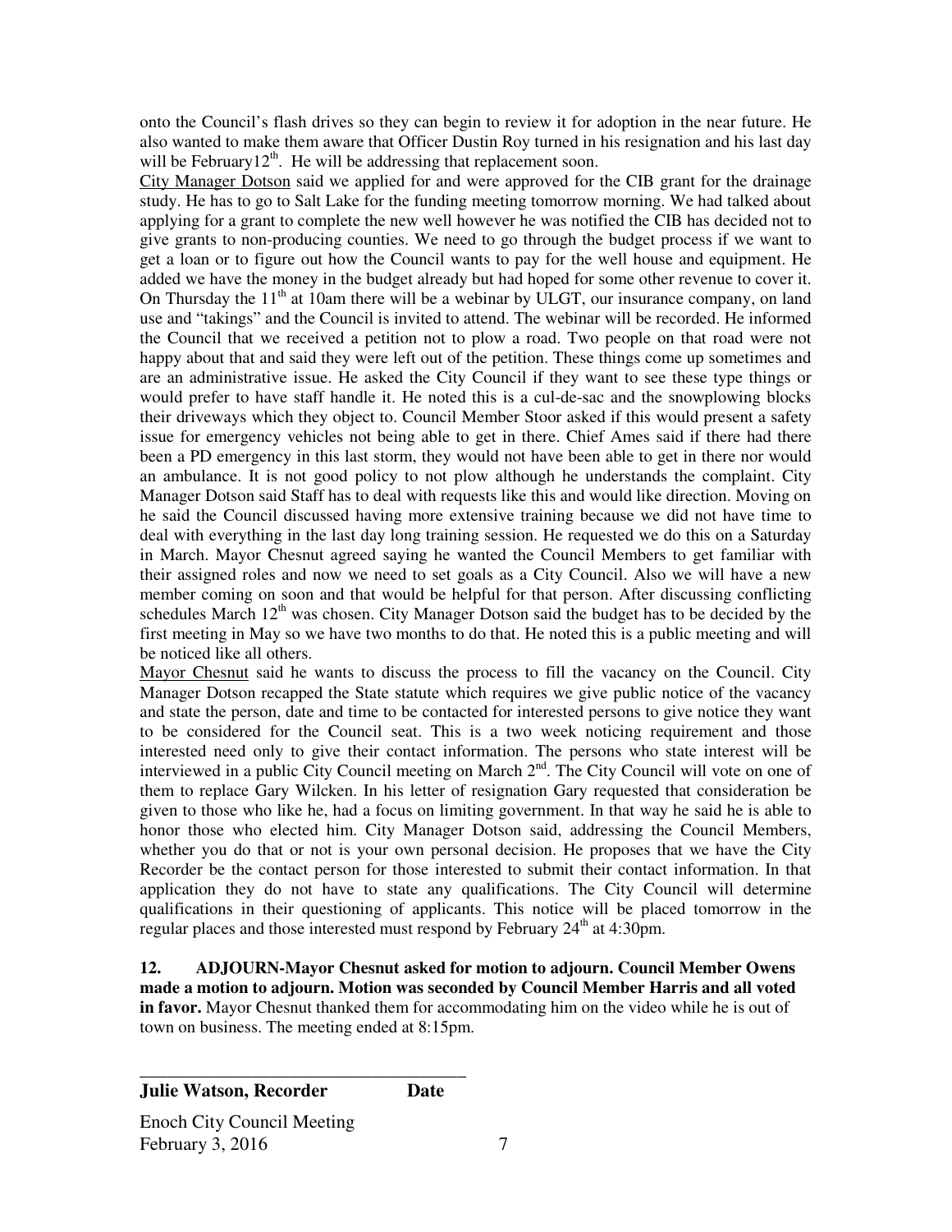onto the Council's flash drives so they can begin to review it for adoption in the near future. He also wanted to make them aware that Officer Dustin Roy turned in his resignation and his last day will be February12th. He will be addressing that replacement soon.

City Manager Dotson said we applied for and were approved for the CIB grant for the drainage study. He has to go to Salt Lake for the funding meeting tomorrow morning. We had talked about applying for a grant to complete the new well however he was notified the CIB has decided not to give grants to non-producing counties. We need to go through the budget process if we want to get a loan or to figure out how the Council wants to pay for the well house and equipment. He added we have the money in the budget already but had hoped for some other revenue to cover it. On Thursday the 11th at 10am there will be a webinar by ULGT, our insurance company, on land use and "takings" and the Council is invited to attend. The webinar will be recorded. He informed the Council that we received a petition not to plow a road. Two people on that road were not happy about that and said they were left out of the petition. These things come up sometimes and are an administrative issue. He asked the City Council if they want to see these type things or would prefer to have staff handle it. He noted this is a cul-de-sac and the snowplowing blocks their driveways which they object to. Council Member Stoor asked if this would present a safety issue for emergency vehicles not being able to get in there. Chief Ames said if there had there been a PD emergency in this last storm, they would not have been able to get in there nor would an ambulance. It is not good policy to not plow although he understands the complaint. City Manager Dotson said Staff has to deal with requests like this and would like direction. Moving on he said the Council discussed having more extensive training because we did not have time to deal with everything in the last day long training session. He requested we do this on a Saturday in March. Mayor Chesnut agreed saying he wanted the Council Members to get familiar with their assigned roles and now we need to set goals as a City Council. Also we will have a new member coming on soon and that would be helpful for that person. After discussing conflicting schedules March 12th was chosen. City Manager Dotson said the budget has to be decided by the first meeting in May so we have two months to do that. He noted this is a public meeting and will be noticed like all others.

Mayor Chesnut said he wants to discuss the process to fill the vacancy on the Council. City Manager Dotson recapped the State statute which requires we give public notice of the vacancy and state the person, date and time to be contacted for interested persons to give notice they want to be considered for the Council seat. This is a two week noticing requirement and those interested need only to give their contact information. The persons who state interest will be interviewed in a public City Council meeting on March 2nd. The City Council will vote on one of them to replace Gary Wilcken. In his letter of resignation Gary requested that consideration be given to those who like he, had a focus on limiting government. In that way he said he is able to honor those who elected him. City Manager Dotson said, addressing the Council Members, whether you do that or not is your own personal decision. He proposes that we have the City Recorder be the contact person for those interested to submit their contact information. In that application they do not have to state any qualifications. The City Council will determine qualifications in their questioning of applicants. This notice will be placed tomorrow in the regular places and those interested must respond by February 24th at 4:30pm.

**12. ADJOURN-Mayor Chesnut asked for motion to adjourn. Council Member Owens made a motion to adjourn. Motion was seconded by Council Member Harris and all voted in favor.** Mayor Chesnut thanked them for accommodating him on the video while he is out of town on business. The meeting ended at 8:15pm.

\_\_\_\_\_\_\_\_\_\_\_\_\_\_\_\_\_\_\_\_\_\_\_\_\_\_\_\_\_\_\_\_\_\_\_\_\_\_

**Julie Watson, Recorder Date**

Enoch City Council Meeting
February 3, 2016